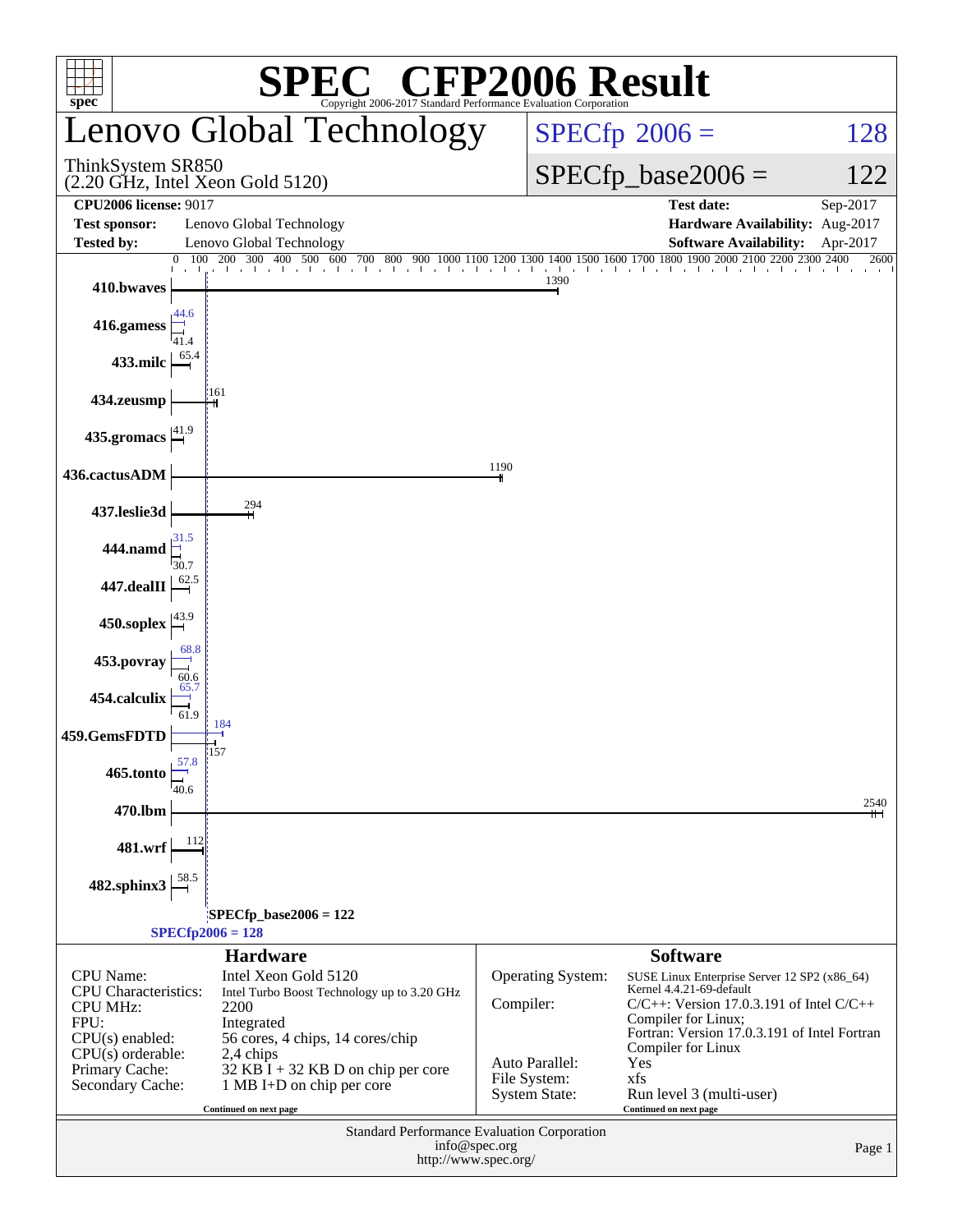# SPEC CFP2006 Result

Copyright 2006-2017 Standard Performance Evaluation Corporation

## Lenovo Global Technology

ThinkSystem SR850
(2.20 GHz, Intel Xeon Gold 5120)

SPECfp 2006 = 128

SPECfp_base2006 = 122

| | | | |
|---|---|---|---|
| **CPU2006 license:** 9017 | | **Test date:** | Sep-2017 |
| **Test sponsor:** | Lenovo Global Technology | **Hardware Availability:** | Aug-2017 |
| **Tested by:** | Lenovo Global Technology | **Software Availability:** | Apr-2017 |

| Benchmark | Peak | Base |
|---|---|---|
| 410.bwaves | | 1390 |
| 416.gamess | 44.6 | 41.4 |
| 433.milc | | 65.4 |
| 434.zeusmp | | 161 |
| 435.gromacs | | 41.9 |
| 436.cactusADM | | 1190 |
| 437.leslie3d | | 294 |
| 444.namd | 31.5 | 30.7 |
| 447.dealII | | 62.5 |
| 450.soplex | | 43.9 |
| 453.povray | 68.8 | 60.6 |
| 454.calculix | 65.7 | 61.9 |
| 459.GemsFDTD | 184 | 157 |
| 465.tonto | 57.8 | 40.6 |
| 470.lbm | | 2540 |
| 481.wrf | | 112 |
| 482.sphinx3 | | 58.5 |

SPECfp_base2006 = 122

SPECfp2006 = 128

### Hardware

| | |
|---|---|
| CPU Name: | Intel Xeon Gold 5120 |
| CPU Characteristics: | Intel Turbo Boost Technology up to 3.20 GHz |
| CPU MHz: | 2200 |
| FPU: | Integrated |
| CPU(s) enabled: | 56 cores, 4 chips, 14 cores/chip |
| CPU(s) orderable: | 2,4 chips |
| Primary Cache: | 32 KB I + 32 KB D on chip per core |
| Secondary Cache: | 1 MB I+D on chip per core |

Continued on next page

### Software

| | |
|---|---|
| Operating System: | SUSE Linux Enterprise Server 12 SP2 (x86_64) Kernel 4.4.21-69-default |
| Compiler: | C/C++: Version 17.0.3.191 of Intel C/C++ Compiler for Linux; Fortran: Version 17.0.3.191 of Intel Fortran Compiler for Linux |
| Auto Parallel: | Yes |
| File System: | xfs |
| System State: | Run level 3 (multi-user) |

Continued on next page

Standard Performance Evaluation Corporation
info@spec.org
http://www.spec.org/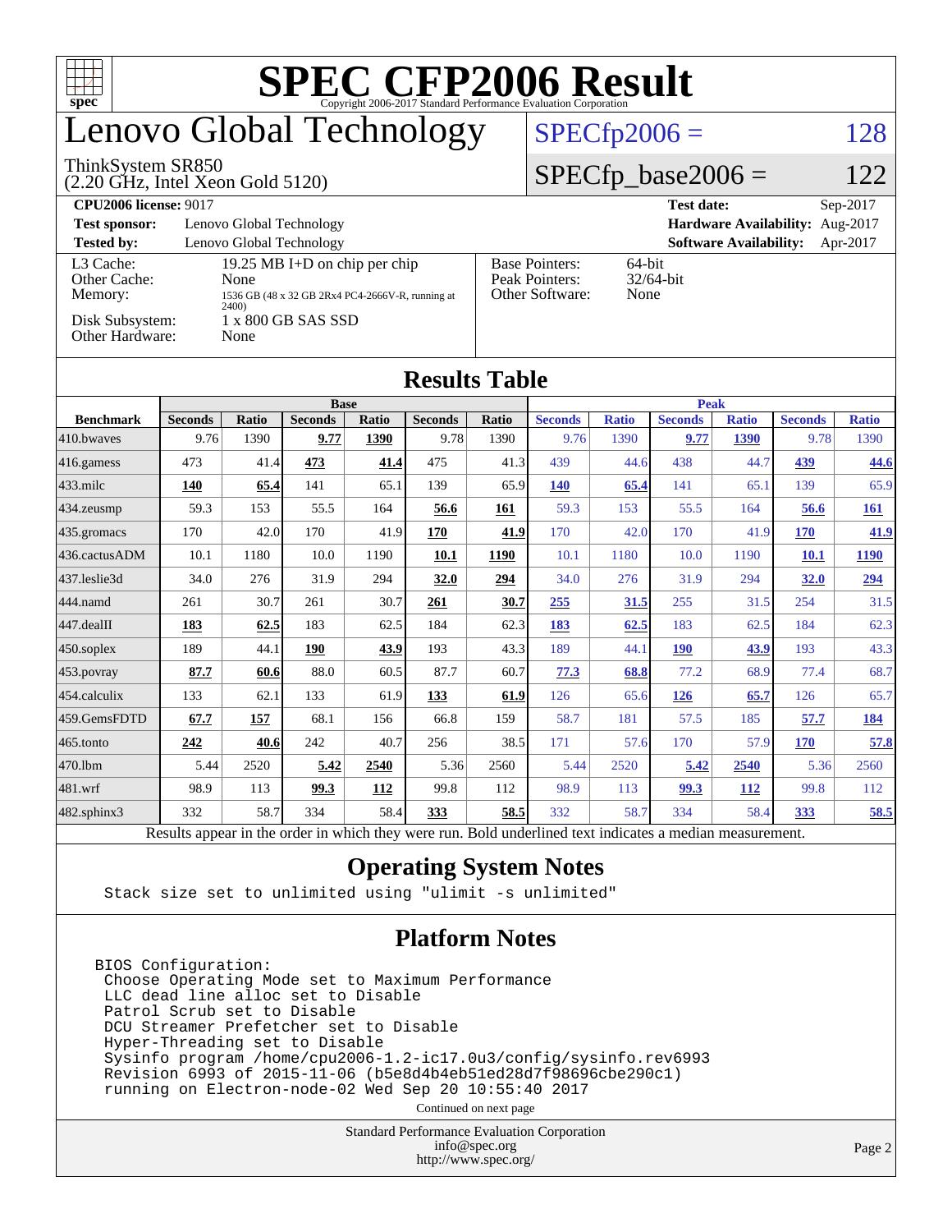# SPEC CFP2006 Result

Copyright 2006-2017 Standard Performance Evaluation Corporation

## Lenovo Global Technology

ThinkSystem SR850
(2.20 GHz, Intel Xeon Gold 5120)

SPECfp2006 = 128

SPECfp_base2006 = 122

| | | | |
|---|---|---|---|
| **CPU2006 license:** 9017 | | **Test date:** | Sep-2017 |
| **Test sponsor:** | Lenovo Global Technology | **Hardware Availability:** | Aug-2017 |
| **Tested by:** | Lenovo Global Technology | **Software Availability:** | Apr-2017 |

| | |
|---|---|
| L3 Cache: | 19.25 MB I+D on chip per chip |
| Other Cache: | None |
| Memory: | 1536 GB (48 x 32 GB 2Rx4 PC4-2666V-R, running at 2400) |
| Disk Subsystem: | 1 x 800 GB SAS SSD |
| Other Hardware: | None |

| | |
|---|---|
| Base Pointers: | 64-bit |
| Peak Pointers: | 32/64-bit |
| Other Software: | None |

## Results Table

| Benchmark | Base | | | | | | Peak | | | | | |
|---|---|---|---|---|---|---|---|---|---|---|---|---|
| | Seconds | Ratio | Seconds | Ratio | Seconds | Ratio | Seconds | Ratio | Seconds | Ratio | Seconds | Ratio |
| 410.bwaves | 9.76 | 1390 | **9.77** | **1390** | 9.78 | 1390 | 9.76 | 1390 | **9.77** | **1390** | 9.78 | 1390 |
| 416.gamess | 473 | 41.4 | **473** | **41.4** | 475 | 41.3 | 439 | 44.6 | 438 | 44.7 | **439** | **44.6** |
| 433.milc | **140** | **65.4** | 141 | 65.1 | 139 | 65.9 | **140** | **65.4** | 141 | 65.1 | 139 | 65.9 |
| 434.zeusmp | 59.3 | 153 | 55.5 | 164 | **56.6** | **161** | 59.3 | 153 | 55.5 | 164 | **56.6** | **161** |
| 435.gromacs | 170 | 42.0 | 170 | 41.9 | **170** | **41.9** | 170 | 42.0 | 170 | 41.9 | **170** | **41.9** |
| 436.cactusADM | 10.1 | 1180 | 10.0 | 1190 | **10.1** | **1190** | 10.1 | 1180 | 10.0 | 1190 | **10.1** | **1190** |
| 437.leslie3d | 34.0 | 276 | 31.9 | 294 | **32.0** | **294** | 34.0 | 276 | 31.9 | 294 | **32.0** | **294** |
| 444.namd | 261 | 30.7 | 261 | 30.7 | **261** | **30.7** | **255** | **31.5** | 255 | 31.5 | 254 | 31.5 |
| 447.dealII | **183** | **62.5** | 183 | 62.5 | 184 | 62.3 | **183** | **62.5** | 183 | 62.5 | 184 | 62.3 |
| 450.soplex | 189 | 44.1 | **190** | **43.9** | 193 | 43.3 | 189 | 44.1 | **190** | **43.9** | 193 | 43.3 |
| 453.povray | **87.7** | **60.6** | 88.0 | 60.5 | 87.7 | 60.7 | **77.3** | **68.8** | 77.2 | 68.9 | 77.4 | 68.7 |
| 454.calculix | 133 | 62.1 | 133 | 61.9 | **133** | **61.9** | 126 | 65.6 | **126** | **65.7** | 126 | 65.7 |
| 459.GemsFDTD | **67.7** | **157** | 68.1 | 156 | 66.8 | 159 | 58.7 | 181 | 57.5 | 185 | **57.7** | **184** |
| 465.tonto | **242** | **40.6** | 242 | 40.7 | 256 | 38.5 | 171 | 57.6 | 170 | 57.9 | **170** | **57.8** |
| 470.lbm | 5.44 | 2520 | **5.42** | **2540** | 5.36 | 2560 | 5.44 | 2520 | **5.42** | **2540** | 5.36 | 2560 |
| 481.wrf | 98.9 | 113 | **99.3** | **112** | 99.8 | 112 | 98.9 | 113 | **99.3** | **112** | 99.8 | 112 |
| 482.sphinx3 | 332 | 58.7 | 334 | 58.4 | **333** | **58.5** | 332 | 58.7 | 334 | 58.4 | **333** | **58.5** |

Results appear in the order in which they were run. Bold underlined text indicates a median measurement.

## Operating System Notes

```
Stack size set to unlimited using "ulimit -s unlimited"
```

## Platform Notes

```
BIOS Configuration:
 Choose Operating Mode set to Maximum Performance
 LLC dead line alloc set to Disable
 Patrol Scrub set to Disable
 DCU Streamer Prefetcher set to Disable
 Hyper-Threading set to Disable
 Sysinfo program /home/cpu2006-1.2-ic17.0u3/config/sysinfo.rev6993
 Revision 6993 of 2015-11-06 (b5e8d4b4eb51ed28d7f98696cbe290c1)
 running on Electron-node-02 Wed Sep 20 10:55:40 2017
```

Continued on next page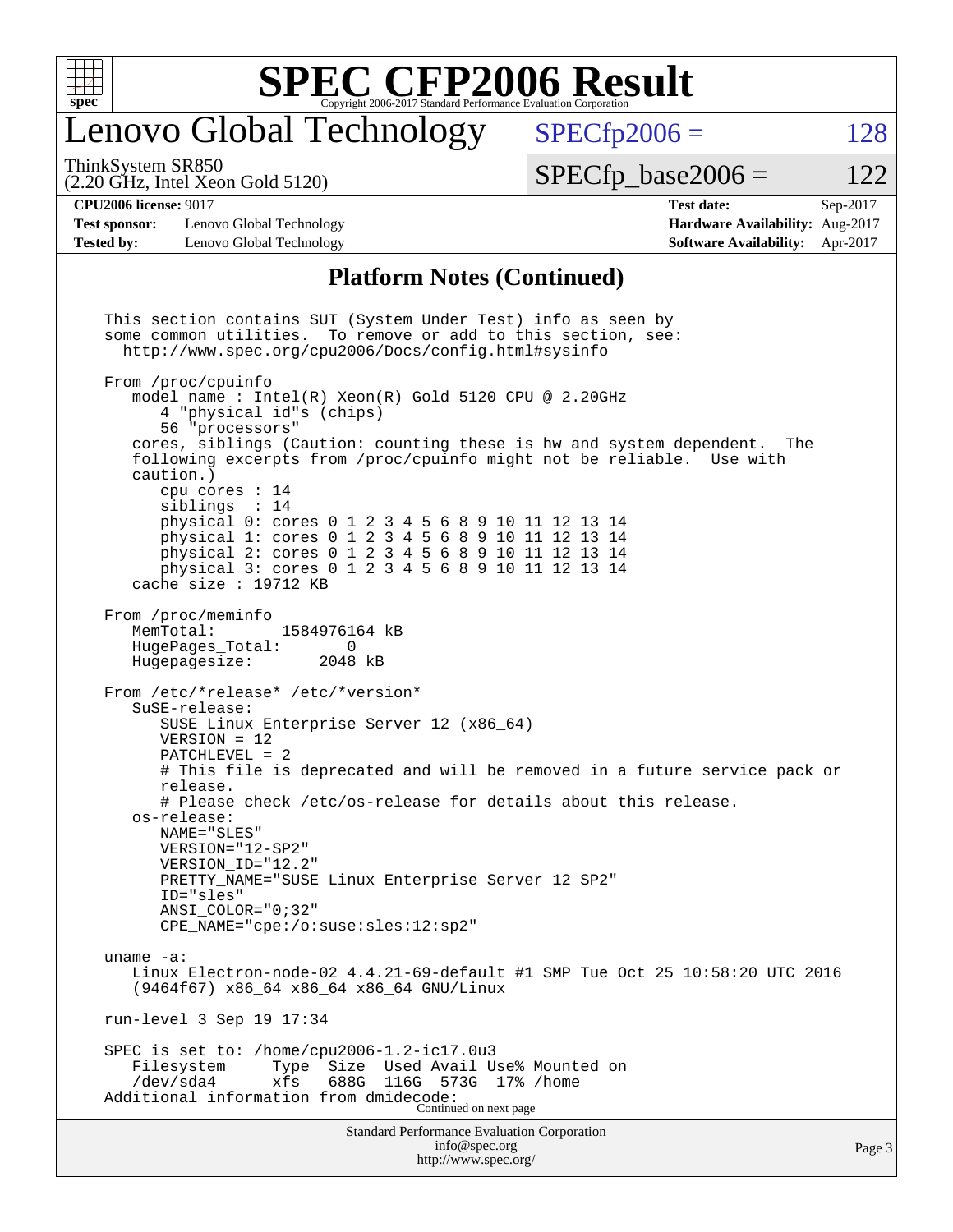# SPEC CFP2006 Result

Copyright 2006-2017 Standard Performance Evaluation Corporation

## Lenovo Global Technology

ThinkSystem SR850
(2.20 GHz, Intel Xeon Gold 5120)

SPECfp2006 = 128

SPECfp_base2006 = 122

| | | | |
|---|---|---|---|
| **CPU2006 license:** 9017 | | **Test date:** | Sep-2017 |
| **Test sponsor:** | Lenovo Global Technology | **Hardware Availability:** | Aug-2017 |
| **Tested by:** | Lenovo Global Technology | **Software Availability:** | Apr-2017 |

### Platform Notes (Continued)

```
This section contains SUT (System Under Test) info as seen by
some common utilities.  To remove or add to this section, see:
  http://www.spec.org/cpu2006/Docs/config.html#sysinfo

From /proc/cpuinfo
   model name : Intel(R) Xeon(R) Gold 5120 CPU @ 2.20GHz
      4 "physical id"s (chips)
      56 "processors"
   cores, siblings (Caution: counting these is hw and system dependent.  The
   following excerpts from /proc/cpuinfo might not be reliable.  Use with
   caution.)
      cpu cores : 14
      siblings  : 14
      physical 0: cores 0 1 2 3 4 5 6 8 9 10 11 12 13 14
      physical 1: cores 0 1 2 3 4 5 6 8 9 10 11 12 13 14
      physical 2: cores 0 1 2 3 4 5 6 8 9 10 11 12 13 14
      physical 3: cores 0 1 2 3 4 5 6 8 9 10 11 12 13 14
   cache size : 19712 KB

From /proc/meminfo
   MemTotal:       1584976164 kB
   HugePages_Total:       0
   Hugepagesize:       2048 kB

From /etc/*release* /etc/*version*
   SuSE-release:
      SUSE Linux Enterprise Server 12 (x86_64)
      VERSION = 12
      PATCHLEVEL = 2
      # This file is deprecated and will be removed in a future service pack or
      release.
      # Please check /etc/os-release for details about this release.
   os-release:
      NAME="SLES"
      VERSION="12-SP2"
      VERSION_ID="12.2"
      PRETTY_NAME="SUSE Linux Enterprise Server 12 SP2"
      ID="sles"
      ANSI_COLOR="0;32"
      CPE_NAME="cpe:/o:suse:sles:12:sp2"

uname -a:
   Linux Electron-node-02 4.4.21-69-default #1 SMP Tue Oct 25 10:58:20 UTC 2016
   (9464f67) x86_64 x86_64 x86_64 GNU/Linux

run-level 3 Sep 19 17:34

SPEC is set to: /home/cpu2006-1.2-ic17.0u3
   Filesystem     Type  Size  Used Avail Use% Mounted on
   /dev/sda4      xfs   688G  116G  573G  17% /home
Additional information from dmidecode:
```

Continued on next page

Standard Performance Evaluation Corporation
info@spec.org
http://www.spec.org/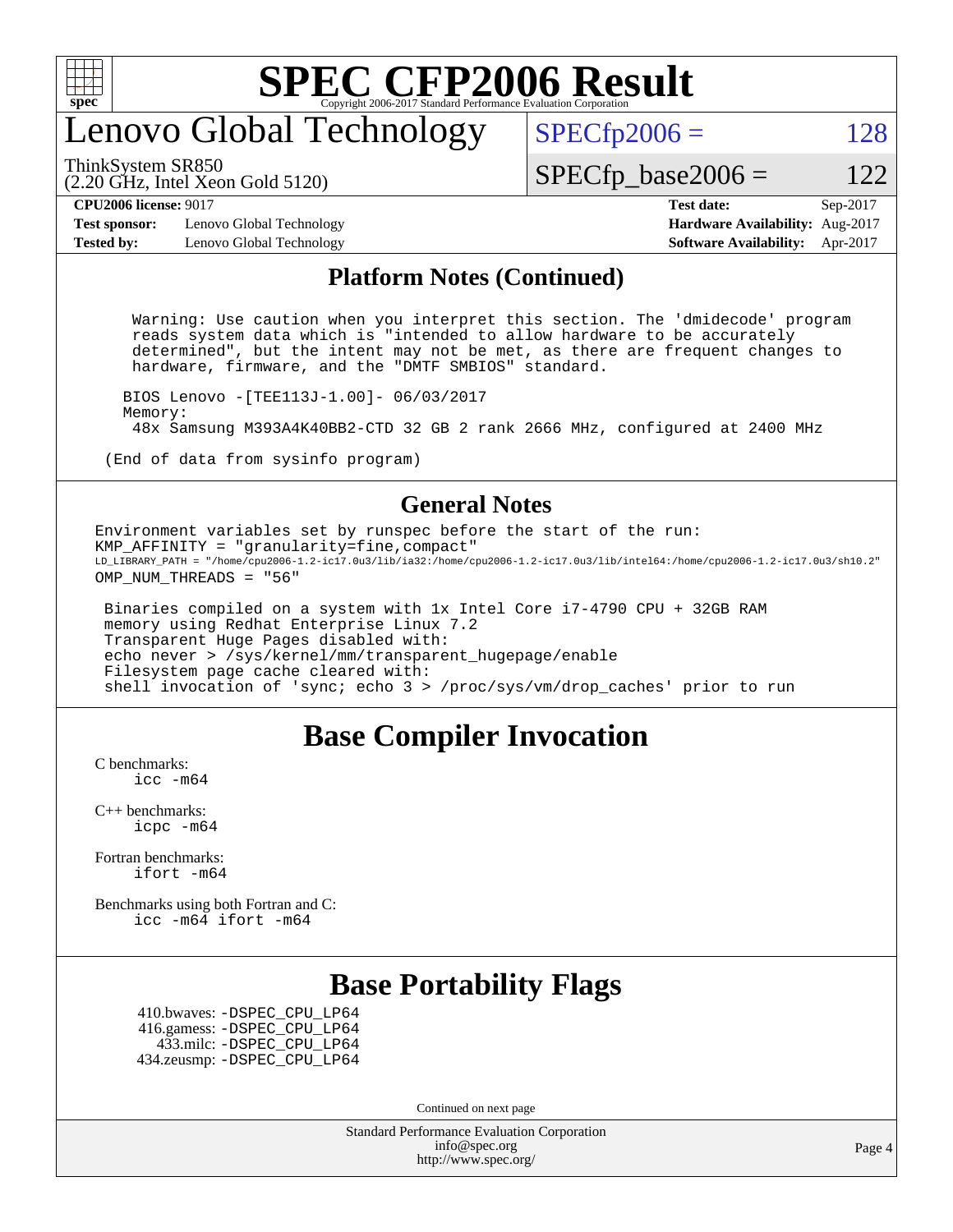## Platform Notes (Continued)

```
Warning: Use caution when you interpret this section. The 'dmidecode' program
reads system data which is "intended to allow hardware to be accurately
determined", but the intent may not be met, as there are frequent changes to
hardware, firmware, and the "DMTF SMBIOS" standard.

BIOS Lenovo -[TEE113J-1.00]- 06/03/2017
Memory:
 48x Samsung M393A4K40BB2-CTD 32 GB 2 rank 2666 MHz, configured at 2400 MHz

(End of data from sysinfo program)
```

## General Notes

```
Environment variables set by runspec before the start of the run:
KMP_AFFINITY = "granularity=fine,compact"
LD_LIBRARY_PATH = "/home/cpu2006-1.2-ic17.0u3/lib/ia32:/home/cpu2006-1.2-ic17.0u3/lib/intel64:/home/cpu2006-1.2-ic17.0u3/sh10.2"
OMP_NUM_THREADS = "56"

 Binaries compiled on a system with 1x Intel Core i7-4790 CPU + 32GB RAM
 memory using Redhat Enterprise Linux 7.2
 Transparent Huge Pages disabled with:
 echo never > /sys/kernel/mm/transparent_hugepage/enable
 Filesystem page cache cleared with:
 shell invocation of 'sync; echo 3 > /proc/sys/vm/drop_caches' prior to run
```

## Base Compiler Invocation

C benchmarks:
    icc -m64

C++ benchmarks:
    icpc -m64

Fortran benchmarks:
    ifort -m64

Benchmarks using both Fortran and C:
    icc -m64 ifort -m64

## Base Portability Flags

410.bwaves: -DSPEC_CPU_LP64
416.gamess: -DSPEC_CPU_LP64
433.milc: -DSPEC_CPU_LP64
434.zeusmp: -DSPEC_CPU_LP64

Continued on next page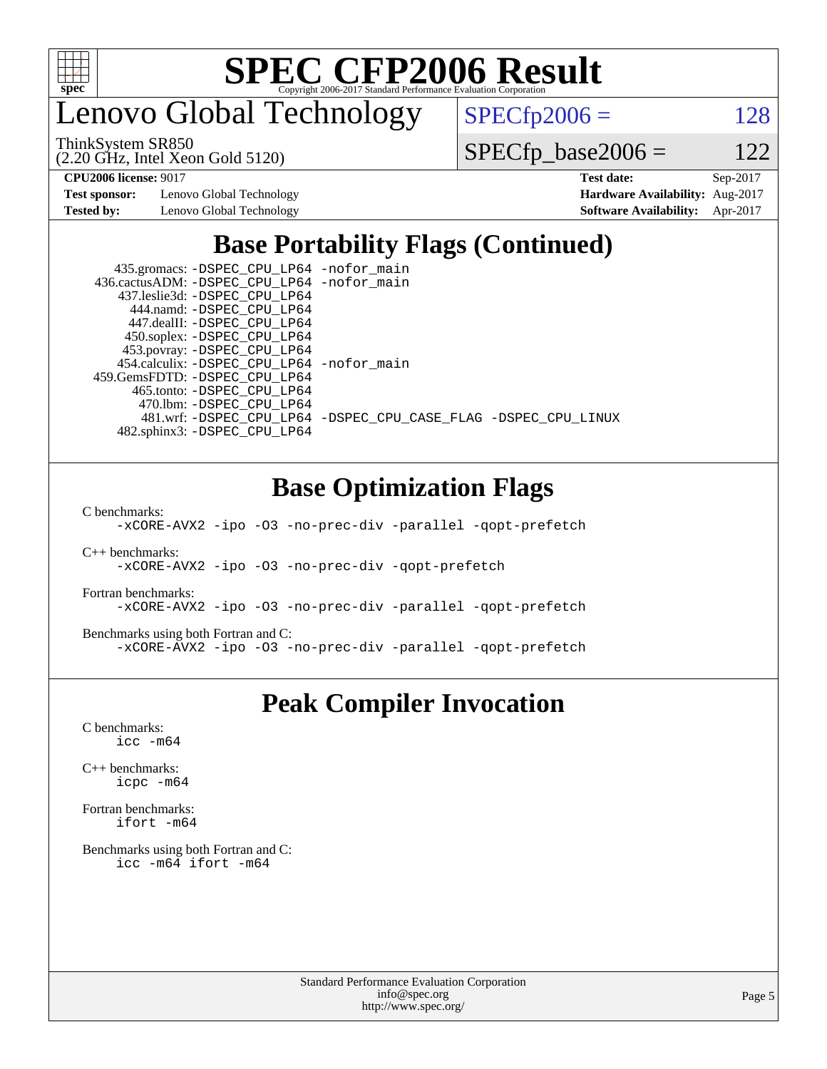# SPEC CFP2006 Result

Copyright 2006-2017 Standard Performance Evaluation Corporation

## Lenovo Global Technology

ThinkSystem SR850
(2.20 GHz, Intel Xeon Gold 5120)

SPECfp2006 = 128

SPECfp_base2006 = 122

| | | | |
|---|---|---|---|
| **CPU2006 license:** 9017 | | **Test date:** | Sep-2017 |
| **Test sponsor:** | Lenovo Global Technology | **Hardware Availability:** | Aug-2017 |
| **Tested by:** | Lenovo Global Technology | **Software Availability:** | Apr-2017 |

## Base Portability Flags (Continued)

435.gromacs: -DSPEC_CPU_LP64 -nofor_main
436.cactusADM: -DSPEC_CPU_LP64 -nofor_main
437.leslie3d: -DSPEC_CPU_LP64
444.namd: -DSPEC_CPU_LP64
447.dealII: -DSPEC_CPU_LP64
450.soplex: -DSPEC_CPU_LP64
453.povray: -DSPEC_CPU_LP64
454.calculix: -DSPEC_CPU_LP64 -nofor_main
459.GemsFDTD: -DSPEC_CPU_LP64
465.tonto: -DSPEC_CPU_LP64
470.lbm: -DSPEC_CPU_LP64
481.wrf: -DSPEC_CPU_LP64 -DSPEC_CPU_CASE_FLAG -DSPEC_CPU_LINUX
482.sphinx3: -DSPEC_CPU_LP64

## Base Optimization Flags

C benchmarks:
-xCORE-AVX2 -ipo -O3 -no-prec-div -parallel -qopt-prefetch

C++ benchmarks:
-xCORE-AVX2 -ipo -O3 -no-prec-div -qopt-prefetch

Fortran benchmarks:
-xCORE-AVX2 -ipo -O3 -no-prec-div -parallel -qopt-prefetch

Benchmarks using both Fortran and C:
-xCORE-AVX2 -ipo -O3 -no-prec-div -parallel -qopt-prefetch

## Peak Compiler Invocation

C benchmarks:
icc -m64

C++ benchmarks:
icpc -m64

Fortran benchmarks:
ifort -m64

Benchmarks using both Fortran and C:
icc -m64 ifort -m64

Standard Performance Evaluation Corporation
info@spec.org
http://www.spec.org/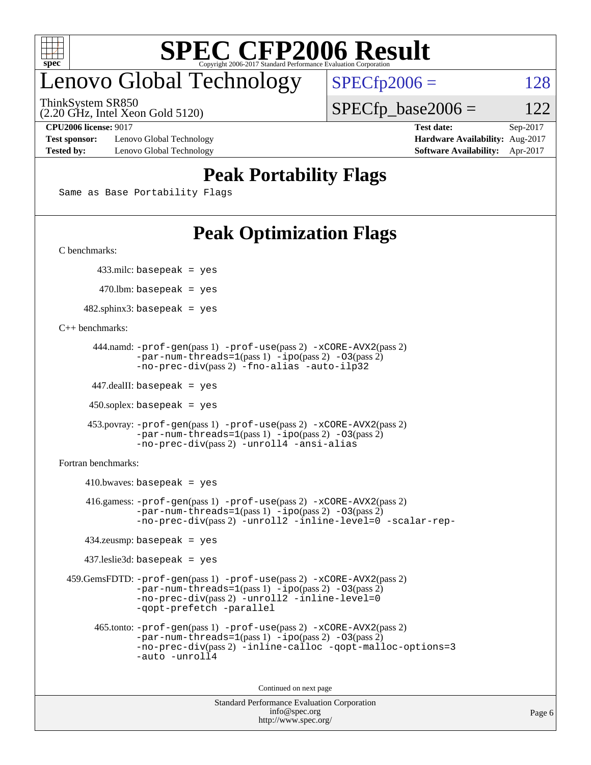# SPEC CFP2006 Result

Copyright 2006-2017 Standard Performance Evaluation Corporation

# Lenovo Global Technology

ThinkSystem SR850
(2.20 GHz, Intel Xeon Gold 5120)

SPECfp2006 = 128

SPECfp_base2006 = 122

**CPU2006 license:** 9017 **Test date:** Sep-2017
**Test sponsor:** Lenovo Global Technology **Hardware Availability:** Aug-2017
**Tested by:** Lenovo Global Technology **Software Availability:** Apr-2017

## Peak Portability Flags

Same as Base Portability Flags

## Peak Optimization Flags

C benchmarks:

433.milc: basepeak = yes

470.lbm: basepeak = yes

482.sphinx3: basepeak = yes

C++ benchmarks:

444.namd: -prof-gen(pass 1) -prof-use(pass 2) -xCORE-AVX2(pass 2) -par-num-threads=1(pass 1) -ipo(pass 2) -O3(pass 2) -no-prec-div(pass 2) -fno-alias -auto-ilp32

447.dealII: basepeak = yes

450.soplex: basepeak = yes

453.povray: -prof-gen(pass 1) -prof-use(pass 2) -xCORE-AVX2(pass 2) -par-num-threads=1(pass 1) -ipo(pass 2) -O3(pass 2) -no-prec-div(pass 2) -unroll4 -ansi-alias

Fortran benchmarks:

410.bwaves: basepeak = yes

416.gamess: -prof-gen(pass 1) -prof-use(pass 2) -xCORE-AVX2(pass 2) -par-num-threads=1(pass 1) -ipo(pass 2) -O3(pass 2) -no-prec-div(pass 2) -unroll2 -inline-level=0 -scalar-rep-

434.zeusmp: basepeak = yes

437.leslie3d: basepeak = yes

459.GemsFDTD: -prof-gen(pass 1) -prof-use(pass 2) -xCORE-AVX2(pass 2) -par-num-threads=1(pass 1) -ipo(pass 2) -O3(pass 2) -no-prec-div(pass 2) -unroll2 -inline-level=0 -qopt-prefetch -parallel

465.tonto: -prof-gen(pass 1) -prof-use(pass 2) -xCORE-AVX2(pass 2) -par-num-threads=1(pass 1) -ipo(pass 2) -O3(pass 2) -no-prec-div(pass 2) -inline-calloc -qopt-malloc-options=3 -auto -unroll4

Continued on next page

Standard Performance Evaluation Corporation
info@spec.org
http://www.spec.org/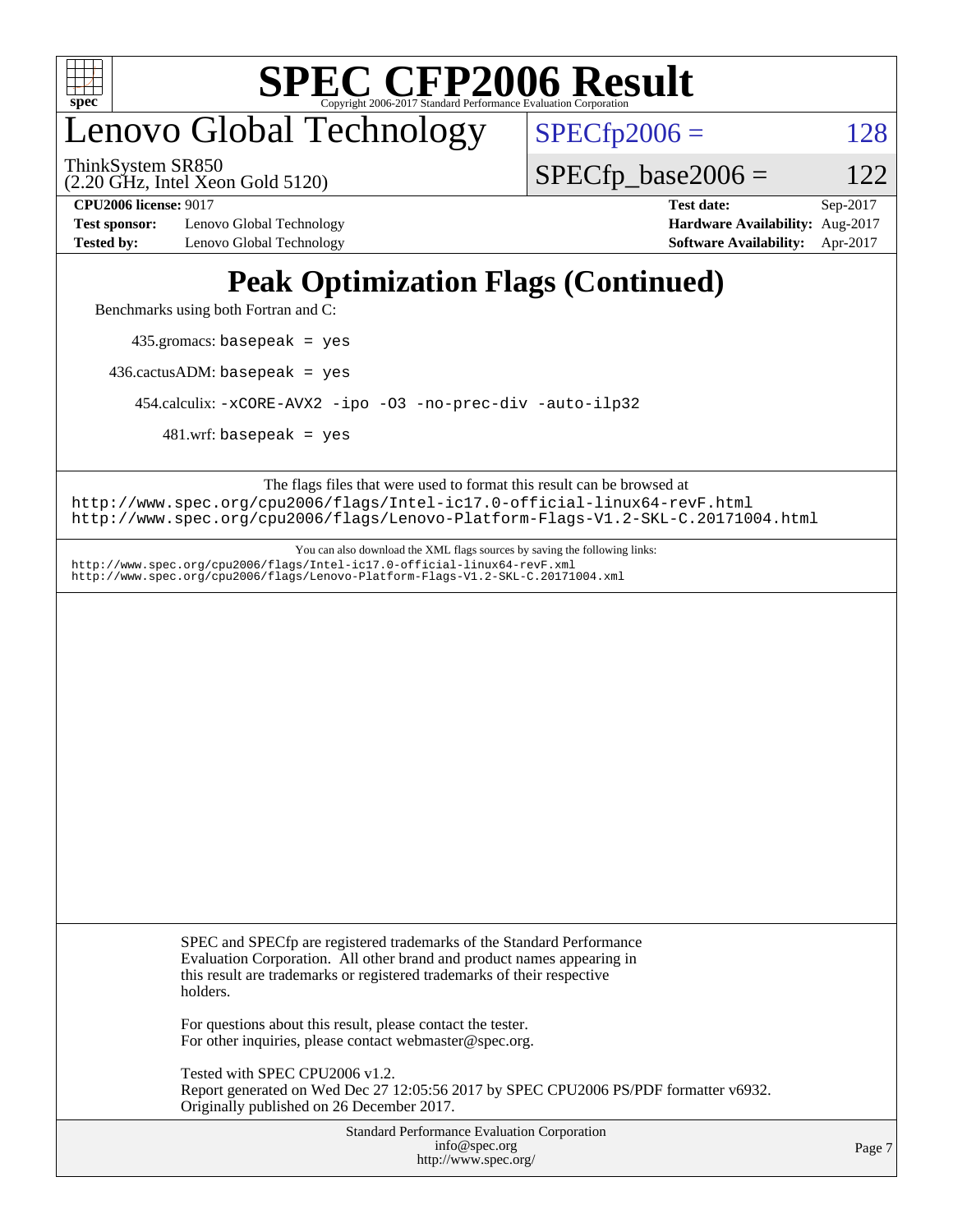# Peak Optimization Flags (Continued)

Benchmarks using both Fortran and C:

435.gromacs: basepeak = yes

436.cactusADM: basepeak = yes

454.calculix: -xCORE-AVX2 -ipo -O3 -no-prec-div -auto-ilp32

481.wrf: basepeak = yes

The flags files that were used to format this result can be browsed at
http://www.spec.org/cpu2006/flags/Intel-ic17.0-official-linux64-revF.html
http://www.spec.org/cpu2006/flags/Lenovo-Platform-Flags-V1.2-SKL-C.20171004.html

You can also download the XML flags sources by saving the following links:
http://www.spec.org/cpu2006/flags/Intel-ic17.0-official-linux64-revF.xml
http://www.spec.org/cpu2006/flags/Lenovo-Platform-Flags-V1.2-SKL-C.20171004.xml

SPEC and SPECfp are registered trademarks of the Standard Performance Evaluation Corporation. All other brand and product names appearing in this result are trademarks or registered trademarks of their respective holders.

For questions about this result, please contact the tester.
For other inquiries, please contact webmaster@spec.org.

Tested with SPEC CPU2006 v1.2.
Report generated on Wed Dec 27 12:05:56 2017 by SPEC CPU2006 PS/PDF formatter v6932.
Originally published on 26 December 2017.